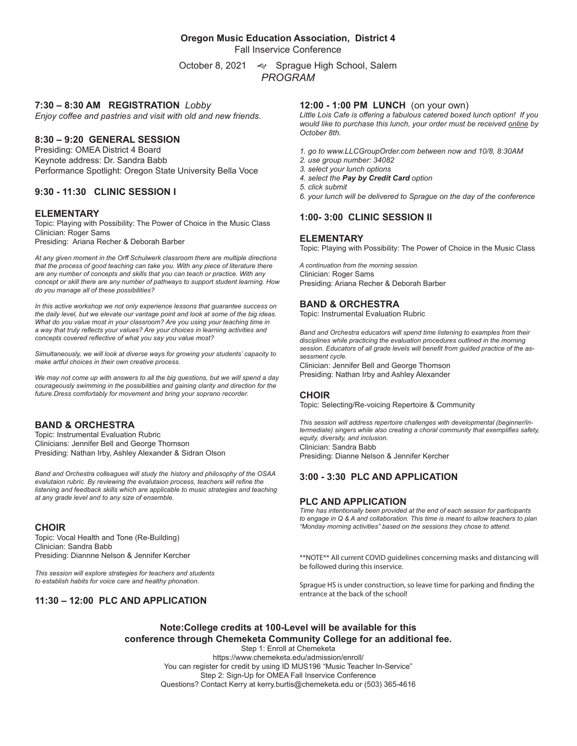**Oregon Music Education Association, District 4**

Fall Inservice Conference

October 8, 2021 ↜ Sprague High School, Salem

*PROGRAM*

## 7:30 – 8:30 AM REGISTRATION *Lobby*

*Enjoy coffee and pastries and visit with old and new friends.*

## 8:30 – 9:20 GENERAL SESSION

Presiding: OMEA District 4 Board
Keynote address: Dr. Sandra Babb
Performance Spotlight: Oregon State University Bella Voce

## 9:30 - 11:30 CLINIC SESSION I

### ELEMENTARY

Topic: Playing with Possibility: The Power of Choice in the Music Class
Clinician: Roger Sams
Presiding: Ariana Recher & Deborah Barber

*At any given moment in the Orff Schulwerk classroom there are multiple directions that the process of good teaching can take you. With any piece of literature there are any number of concepts and skills that you can teach or practice. With any concept or skill there are any number of pathways to support student learning. How do you manage all of these possibilities?*

*In this active workshop we not only experience lessons that guarantee success on the daily level, but we elevate our vantage point and look at some of the big ideas. What do you value most in your classroom? Are you using your teaching time in a way that truly reflects your values? Are your choices in learning activities and concepts covered reflective of what you say you value most?*

*Simultaneously, we will look at diverse ways for growing your students' capacity to make artful choices in their own creative process.*

*We may not come up with answers to all the big questions, but we will spend a day courageously swimming in the possibilities and gaining clarity and direction for the future.Dress comfortably for movement and bring your soprano recorder.*

### BAND & ORCHESTRA

Topic: Instrumental Evaluation Rubric
Clinicians: Jennifer Bell and George Thomson
Presiding: Nathan Irby, Ashley Alexander & Sidran Olson

*Band and Orchestra colleagues will study the history and philosophy of the OSAA evalutaion rubric. By reviewing the evalutaion process, teachers will refine the listening and feedback skills which are applicable to music strategies and teaching at any grade level and to any size of ensemble.*

### CHOIR

Topic: Vocal Health and Tone (Re-Building)
Clinician: Sandra Babb
Presiding: Diannne Nelson & Jennifer Kercher

*This session will explore strategies for teachers and students to establish habits for voice care and healthy phonation.*

## 11:30 – 12:00 PLC AND APPLICATION

## 12:00 - 1:00 PM LUNCH (on your own)

*Little Lois Cafe is offering a fabulous catered boxed lunch option! If you would like to purchase this lunch, your order must be received online by October 8th.*

1. *go to www.LLCGroupOrder.com between now and 10/8, 8:30AM*
2. *use group number: 34082*
3. *select your lunch options*
4. *select the **Pay by Credit Card** option*
5. *click submit*
6. *your lunch will be delivered to Sprague on the day of the conference*

## 1:00- 3:00 CLINIC SESSION II

### ELEMENTARY

Topic: Playing with Possibility: The Power of Choice in the Music Class

*A continuation from the morning session.*
Clinician: Roger Sams
Presiding: Ariana Recher & Deborah Barber

### BAND & ORCHESTRA

Topic: Instrumental Evaluation Rubric

*Band and Orchestra educators will spend time listening to examples from their disciplines while practicing the evaluation procedures outlined in the morning session. Educators of all grade levels will benefit from guided practice of the assessment cycle.*
Clinician: Jennifer Bell and George Thomson
Presiding: Nathan Irby and Ashley Alexander

### CHOIR

Topic: Selecting/Re-voicing Repertoire & Community

*This session will address repertoire challenges with developmental (beginner/intermediate) singers while also creating a choral community that exemplifies safety, equity, diversity, and inclusion.*
Clinician: Sandra Babb
Presiding: Dianne Nelson & Jennifer Kercher

## 3:00 - 3:30 PLC AND APPLICATION

### PLC AND APPLICATION

*Time has intentionally been provided at the end of each session for participants to engage in Q & A and collaboration. This time is meant to allow teachers to plan "Monday morning activities" based on the sessions they chose to attend.*

\*\*NOTE\*\* All current COVID guidelines concerning masks and distancing will be followed during this inservice.

Sprague HS is under construction, so leave time for parking and finding the entrance at the back of the school!

**Note:College credits at 100-Level will be available for this conference through Chemeketa Community College for an additional fee.**

Step 1: Enroll at Chemeketa
https://www.chemeketa.edu/admission/enroll/
You can register for credit by using ID MUS196 "Music Teacher In-Service"
Step 2: Sign-Up for OMEA Fall Inservice Conference
Questions? Contact Kerry at kerry.burtis@chemeketa.edu or (503) 365-4616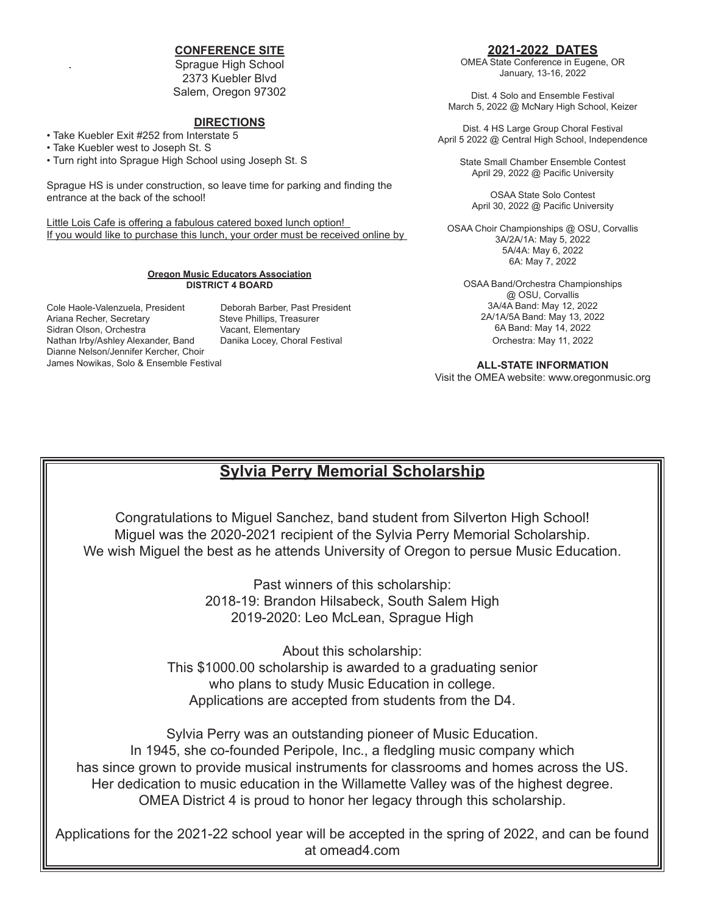## CONFERENCE SITE

Sprague High School
2373 Kuebler Blvd
Salem, Oregon 97302

## DIRECTIONS

- Take Kuebler Exit #252 from Interstate 5
- Take Kuebler west to Joseph St. S
- Turn right into Sprague High School using Joseph St. S

Sprague HS is under construction, so leave time for parking and finding the entrance at the back of the school!

Little Lois Cafe is offering a fabulous catered boxed lunch option!
If you would like to purchase this lunch, your order must be received online by

### Oregon Music Educators Association
### DISTRICT 4 BOARD

Cole Haole-Valenzuela, President
Deborah Barber, Past President
Ariana Recher, Secretary
Steve Phillips, Treasurer
Sidran Olson, Orchestra
Vacant, Elementary
Nathan Irby/Ashley Alexander, Band
Danika Locey, Choral Festival
Dianne Nelson/Jennifer Kercher, Choir
James Nowikas, Solo & Ensemble Festival

## 2021-2022 DATES

OMEA State Conference in Eugene, OR
January, 13-16, 2022

Dist. 4 Solo and Ensemble Festival
March 5, 2022 @ McNary High School, Keizer

Dist. 4 HS Large Group Choral Festival
April 5 2022 @ Central High School, Independence

State Small Chamber Ensemble Contest
April 29, 2022 @ Pacific University

OSAA State Solo Contest
April 30, 2022 @ Pacific University

OSAA Choir Championships @ OSU, Corvallis
3A/2A/1A: May 5, 2022
5A/4A: May 6, 2022
6A: May 7, 2022

OSAA Band/Orchestra Championships
@ OSU, Corvallis
3A/4A Band: May 12, 2022
2A/1A/5A Band: May 13, 2022
6A Band: May 14, 2022
Orchestra: May 11, 2022

**ALL-STATE INFORMATION**

Visit the OMEA website: www.oregonmusic.org

## Sylvia Perry Memorial Scholarship

Congratulations to Miguel Sanchez, band student from Silverton High School!
Miguel was the 2020-2021 recipient of the Sylvia Perry Memorial Scholarship.
We wish Miguel the best as he attends University of Oregon to persue Music Education.

Past winners of this scholarship:
2018-19: Brandon Hilsabeck, South Salem High
2019-2020: Leo McLean, Sprague High

About this scholarship:
This $1000.00 scholarship is awarded to a graduating senior
who plans to study Music Education in college.
Applications are accepted from students from the D4.

Sylvia Perry was an outstanding pioneer of Music Education.
In 1945, she co-founded Peripole, Inc., a fledgling music company which
has since grown to provide musical instruments for classrooms and homes across the US.
Her dedication to music education in the Willamette Valley was of the highest degree.
OMEA District 4 is proud to honor her legacy through this scholarship.

Applications for the 2021-22 school year will be accepted in the spring of 2022, and can be found at omead4.com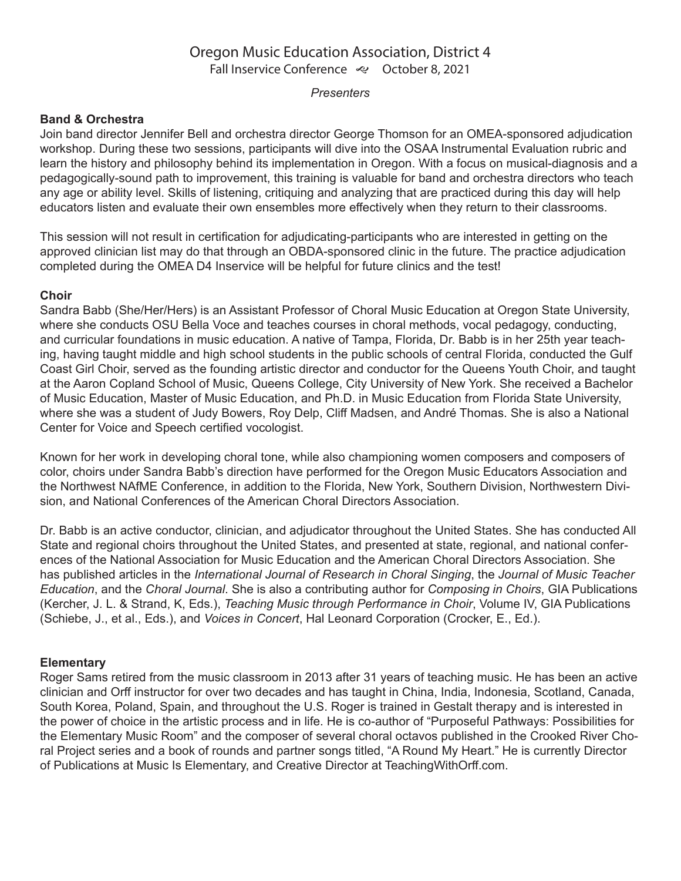# Oregon Music Education Association, District 4

Fall Inservice Conference ~ October 8, 2021

*Presenters*

**Band & Orchestra**

Join band director Jennifer Bell and orchestra director George Thomson for an OMEA-sponsored adjudication workshop. During these two sessions, participants will dive into the OSAA Instrumental Evaluation rubric and learn the history and philosophy behind its implementation in Oregon. With a focus on musical-diagnosis and a pedagogically-sound path to improvement, this training is valuable for band and orchestra directors who teach any age or ability level. Skills of listening, critiquing and analyzing that are practiced during this day will help educators listen and evaluate their own ensembles more effectively when they return to their classrooms.

This session will not result in certification for adjudicating-participants who are interested in getting on the approved clinician list may do that through an OBDA-sponsored clinic in the future. The practice adjudication completed during the OMEA D4 Inservice will be helpful for future clinics and the test!

**Choir**

Sandra Babb (She/Her/Hers) is an Assistant Professor of Choral Music Education at Oregon State University, where she conducts OSU Bella Voce and teaches courses in choral methods, vocal pedagogy, conducting, and curricular foundations in music education. A native of Tampa, Florida, Dr. Babb is in her 25th year teaching, having taught middle and high school students in the public schools of central Florida, conducted the Gulf Coast Girl Choir, served as the founding artistic director and conductor for the Queens Youth Choir, and taught at the Aaron Copland School of Music, Queens College, City University of New York. She received a Bachelor of Music Education, Master of Music Education, and Ph.D. in Music Education from Florida State University, where she was a student of Judy Bowers, Roy Delp, Cliff Madsen, and André Thomas. She is also a National Center for Voice and Speech certified vocologist.

Known for her work in developing choral tone, while also championing women composers and composers of color, choirs under Sandra Babb's direction have performed for the Oregon Music Educators Association and the Northwest NAfME Conference, in addition to the Florida, New York, Southern Division, Northwestern Division, and National Conferences of the American Choral Directors Association.

Dr. Babb is an active conductor, clinician, and adjudicator throughout the United States. She has conducted All State and regional choirs throughout the United States, and presented at state, regional, and national conferences of the National Association for Music Education and the American Choral Directors Association. She has published articles in the *International Journal of Research in Choral Singing*, the *Journal of Music Teacher Education*, and the *Choral Journal*. She is also a contributing author for *Composing in Choirs*, GIA Publications (Kercher, J. L. & Strand, K, Eds.), *Teaching Music through Performance in Choir*, Volume IV, GIA Publications (Schiebe, J., et al., Eds.), and *Voices in Concert*, Hal Leonard Corporation (Crocker, E., Ed.).

**Elementary**

Roger Sams retired from the music classroom in 2013 after 31 years of teaching music. He has been an active clinician and Orff instructor for over two decades and has taught in China, India, Indonesia, Scotland, Canada, South Korea, Poland, Spain, and throughout the U.S. Roger is trained in Gestalt therapy and is interested in the power of choice in the artistic process and in life. He is co-author of "Purposeful Pathways: Possibilities for the Elementary Music Room" and the composer of several choral octavos published in the Crooked River Choral Project series and a book of rounds and partner songs titled, "A Round My Heart." He is currently Director of Publications at Music Is Elementary, and Creative Director at TeachingWithOrff.com.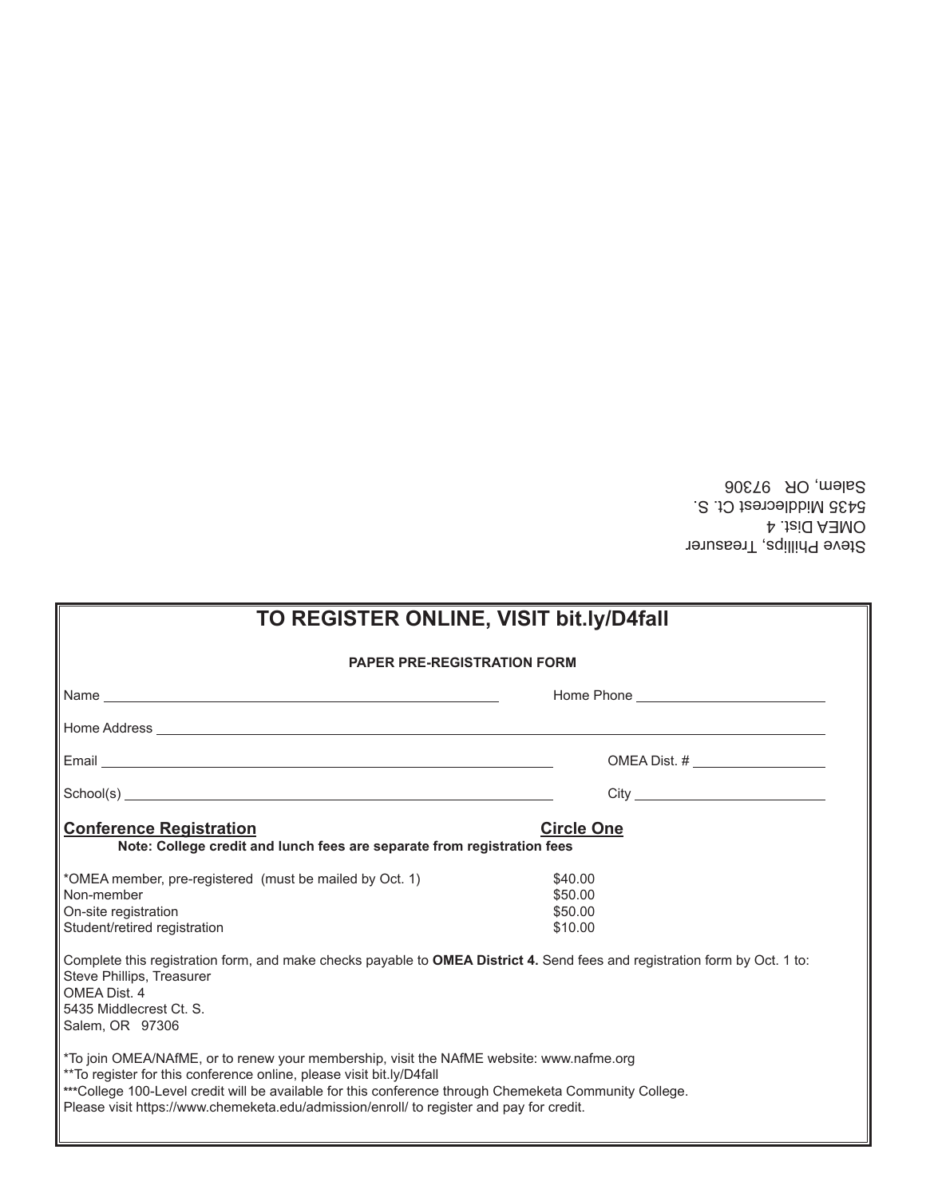Steve Phillips, Treasurer
OMEA Dist. 4
5435 Middlecrest Ct. S.
Salem, OR 97306

# TO REGISTER ONLINE, VISIT bit.ly/D4fall

**PAPER PRE-REGISTRATION FORM**

Name ______________________________ Home Phone ______________________

Home Address ______________________________________________________

Email ______________________________ OMEA Dist. # ______________________

School(s) ______________________________ City ______________________

| Conference Registration | Circle One |
|---|---|
| *OMEA member, pre-registered (must be mailed by Oct. 1) | $40.00 |
| Non-member | $50.00 |
| On-site registration | $50.00 |
| Student/retired registration | $10.00 |

**Note: College credit and lunch fees are separate from registration fees**

Complete this registration form, and make checks payable to **OMEA District 4.** Send fees and registration form by Oct. 1 to:
Steve Phillips, Treasurer
OMEA Dist. 4
5435 Middlecrest Ct. S.
Salem, OR 97306

*To join OMEA/NAfME, or to renew your membership, visit the NAfME website: www.nafme.org
**To register for this conference online, please visit bit.ly/D4fall
***College 100-Level credit will be available for this conference through Chemeketa Community College.
Please visit https://www.chemeketa.edu/admission/enroll/ to register and pay for credit.